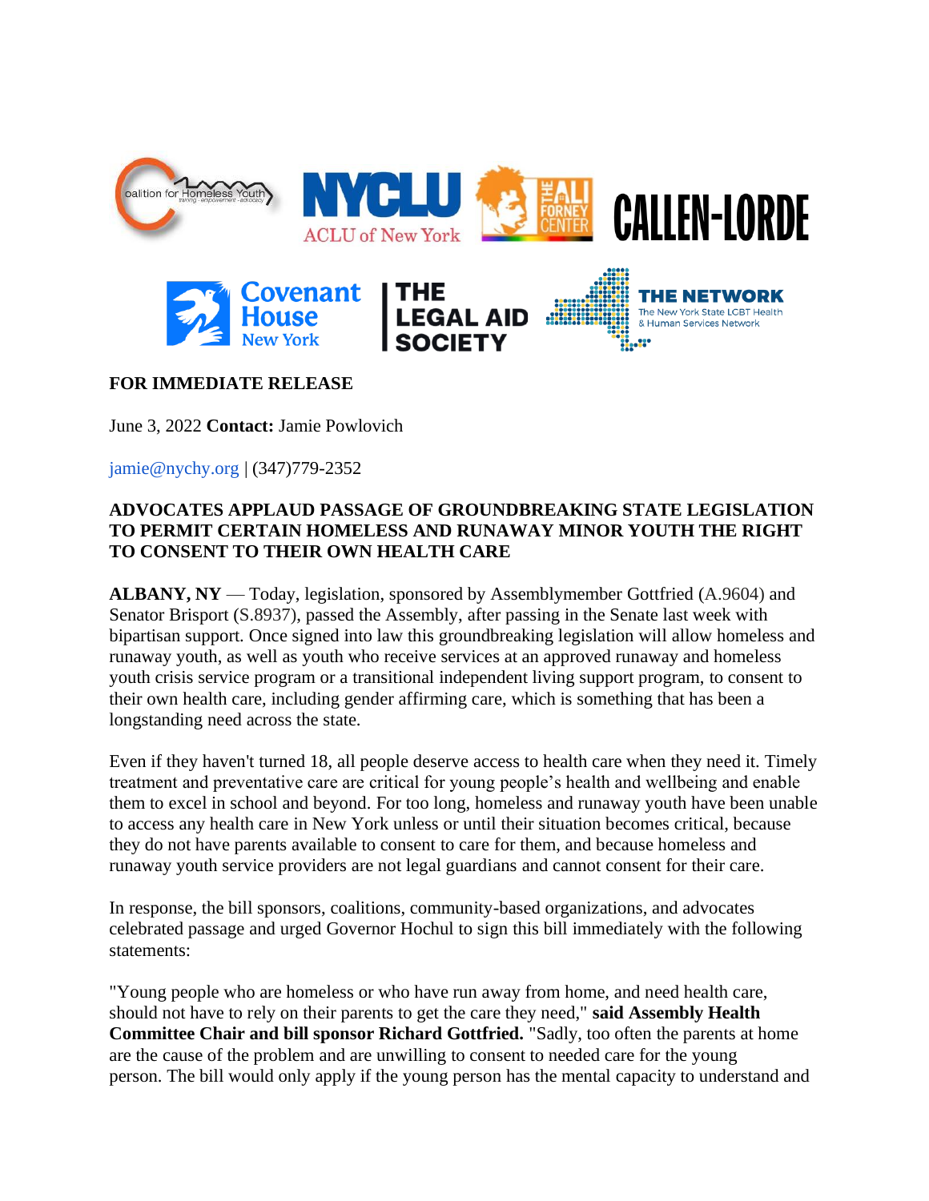**FOR IMMEDIATE RELEASE**

June 3, 2022 **Contact:** Jamie Powlovich

jamie@nychy.org | (347)779-2352

**ADVOCATES APPLAUD PASSAGE OF GROUNDBREAKING STATE LEGISLATION TO PERMIT CERTAIN HOMELESS AND RUNAWAY MINOR YOUTH THE RIGHT TO CONSENT TO THEIR OWN HEALTH CARE**

**ALBANY, NY** — Today, legislation, sponsored by Assemblymember Gottfried (A.9604) and Senator Brisport (S.8937), passed the Assembly, after passing in the Senate last week with bipartisan support. Once signed into law this groundbreaking legislation will allow homeless and runaway youth, as well as youth who receive services at an approved runaway and homeless youth crisis service program or a transitional independent living support program, to consent to their own health care, including gender affirming care, which is something that has been a longstanding need across the state.

Even if they haven't turned 18, all people deserve access to health care when they need it. Timely treatment and preventative care are critical for young people's health and wellbeing and enable them to excel in school and beyond. For too long, homeless and runaway youth have been unable to access any health care in New York unless or until their situation becomes critical, because they do not have parents available to consent to care for them, and because homeless and runaway youth service providers are not legal guardians and cannot consent for their care.

In response, the bill sponsors, coalitions, community-based organizations, and advocates celebrated passage and urged Governor Hochul to sign this bill immediately with the following statements:

"Young people who are homeless or who have run away from home, and need health care, should not have to rely on their parents to get the care they need," **said Assembly Health Committee Chair and bill sponsor Richard Gottfried.** "Sadly, too often the parents at home are the cause of the problem and are unwilling to consent to needed care for the young person. The bill would only apply if the young person has the mental capacity to understand and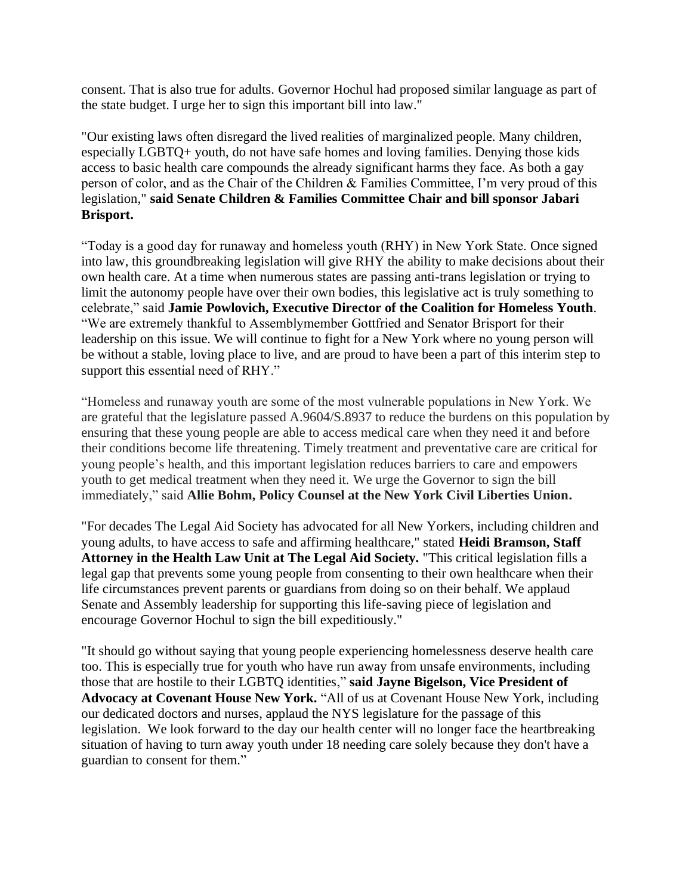consent. That is also true for adults. Governor Hochul had proposed similar language as part of the state budget. I urge her to sign this important bill into law."

"Our existing laws often disregard the lived realities of marginalized people. Many children, especially LGBTQ+ youth, do not have safe homes and loving families. Denying those kids access to basic health care compounds the already significant harms they face. As both a gay person of color, and as the Chair of the Children & Families Committee, I'm very proud of this legislation," **said Senate Children & Families Committee Chair and bill sponsor Jabari Brisport.**

"Today is a good day for runaway and homeless youth (RHY) in New York State. Once signed into law, this groundbreaking legislation will give RHY the ability to make decisions about their own health care. At a time when numerous states are passing anti-trans legislation or trying to limit the autonomy people have over their own bodies, this legislative act is truly something to celebrate," said **Jamie Powlovich, Executive Director of the Coalition for Homeless Youth**. "We are extremely thankful to Assemblymember Gottfried and Senator Brisport for their leadership on this issue. We will continue to fight for a New York where no young person will be without a stable, loving place to live, and are proud to have been a part of this interim step to support this essential need of RHY."

"Homeless and runaway youth are some of the most vulnerable populations in New York. We are grateful that the legislature passed A.9604/S.8937 to reduce the burdens on this population by ensuring that these young people are able to access medical care when they need it and before their conditions become life threatening. Timely treatment and preventative care are critical for young people's health, and this important legislation reduces barriers to care and empowers youth to get medical treatment when they need it. We urge the Governor to sign the bill immediately," said **Allie Bohm, Policy Counsel at the New York Civil Liberties Union.**

"For decades The Legal Aid Society has advocated for all New Yorkers, including children and young adults, to have access to safe and affirming healthcare," stated **Heidi Bramson, Staff Attorney in the Health Law Unit at The Legal Aid Society.** "This critical legislation fills a legal gap that prevents some young people from consenting to their own healthcare when their life circumstances prevent parents or guardians from doing so on their behalf. We applaud Senate and Assembly leadership for supporting this life-saving piece of legislation and encourage Governor Hochul to sign the bill expeditiously."

"It should go without saying that young people experiencing homelessness deserve health care too. This is especially true for youth who have run away from unsafe environments, including those that are hostile to their LGBTQ identities," **said Jayne Bigelson, Vice President of Advocacy at Covenant House New York.** "All of us at Covenant House New York, including our dedicated doctors and nurses, applaud the NYS legislature for the passage of this legislation. We look forward to the day our health center will no longer face the heartbreaking situation of having to turn away youth under 18 needing care solely because they don't have a guardian to consent for them."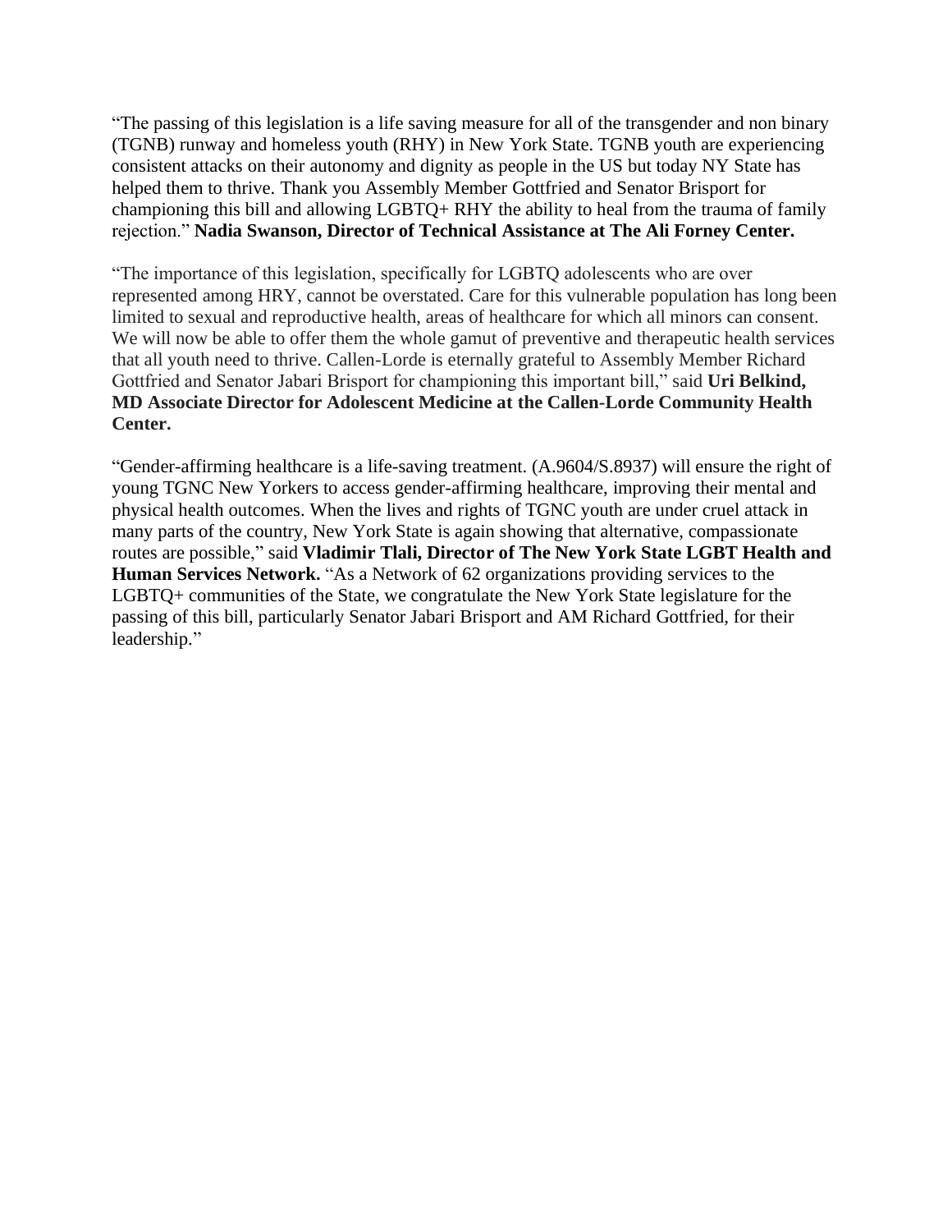"The passing of this legislation is a life saving measure for all of the transgender and non binary (TGNB) runway and homeless youth (RHY) in New York State. TGNB youth are experiencing consistent attacks on their autonomy and dignity as people in the US but today NY State has helped them to thrive. Thank you Assembly Member Gottfried and Senator Brisport for championing this bill and allowing LGBTQ+ RHY the ability to heal from the trauma of family rejection." **Nadia Swanson, Director of Technical Assistance at The Ali Forney Center.**

"The importance of this legislation, specifically for LGBTQ adolescents who are over represented among HRY, cannot be overstated. Care for this vulnerable population has long been limited to sexual and reproductive health, areas of healthcare for which all minors can consent. We will now be able to offer them the whole gamut of preventive and therapeutic health services that all youth need to thrive. Callen-Lorde is eternally grateful to Assembly Member Richard Gottfried and Senator Jabari Brisport for championing this important bill," said **Uri Belkind, MD Associate Director for Adolescent Medicine at the Callen-Lorde Community Health Center.**

"Gender-affirming healthcare is a life-saving treatment. (A.9604/S.8937) will ensure the right of young TGNC New Yorkers to access gender-affirming healthcare, improving their mental and physical health outcomes. When the lives and rights of TGNC youth are under cruel attack in many parts of the country, New York State is again showing that alternative, compassionate routes are possible," said **Vladimir Tlali, Director of The New York State LGBT Health and Human Services Network.** "As a Network of 62 organizations providing services to the LGBTQ+ communities of the State, we congratulate the New York State legislature for the passing of this bill, particularly Senator Jabari Brisport and AM Richard Gottfried, for their leadership."